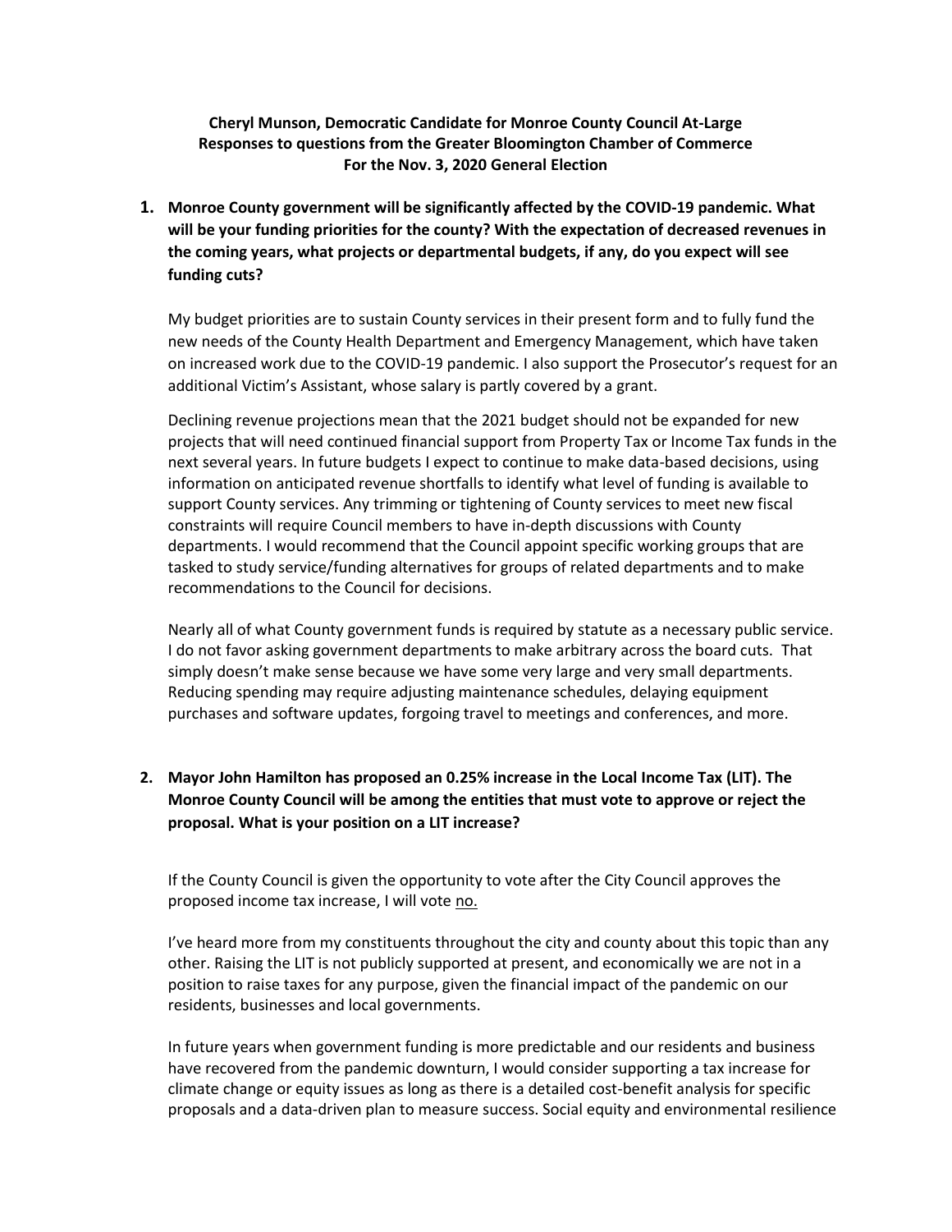**Cheryl Munson, Democratic Candidate for Monroe County Council At-Large**
**Responses to questions from the Greater Bloomington Chamber of Commerce**
**For the Nov. 3, 2020 General Election**

**1. Monroe County government will be significantly affected by the COVID-19 pandemic. What will be your funding priorities for the county? With the expectation of decreased revenues in the coming years, what projects or departmental budgets, if any, do you expect will see funding cuts?**

My budget priorities are to sustain County services in their present form and to fully fund the new needs of the County Health Department and Emergency Management, which have taken on increased work due to the COVID-19 pandemic. I also support the Prosecutor's request for an additional Victim's Assistant, whose salary is partly covered by a grant.

Declining revenue projections mean that the 2021 budget should not be expanded for new projects that will need continued financial support from Property Tax or Income Tax funds in the next several years. In future budgets I expect to continue to make data-based decisions, using information on anticipated revenue shortfalls to identify what level of funding is available to support County services. Any trimming or tightening of County services to meet new fiscal constraints will require Council members to have in-depth discussions with County departments. I would recommend that the Council appoint specific working groups that are tasked to study service/funding alternatives for groups of related departments and to make recommendations to the Council for decisions.

Nearly all of what County government funds is required by statute as a necessary public service. I do not favor asking government departments to make arbitrary across the board cuts. That simply doesn't make sense because we have some very large and very small departments. Reducing spending may require adjusting maintenance schedules, delaying equipment purchases and software updates, forgoing travel to meetings and conferences, and more.

**2. Mayor John Hamilton has proposed an 0.25% increase in the Local Income Tax (LIT). The Monroe County Council will be among the entities that must vote to approve or reject the proposal. What is your position on a LIT increase?**

If the County Council is given the opportunity to vote after the City Council approves the proposed income tax increase, I will vote no.

I've heard more from my constituents throughout the city and county about this topic than any other. Raising the LIT is not publicly supported at present, and economically we are not in a position to raise taxes for any purpose, given the financial impact of the pandemic on our residents, businesses and local governments.

In future years when government funding is more predictable and our residents and business have recovered from the pandemic downturn, I would consider supporting a tax increase for climate change or equity issues as long as there is a detailed cost-benefit analysis for specific proposals and a data-driven plan to measure success. Social equity and environmental resilience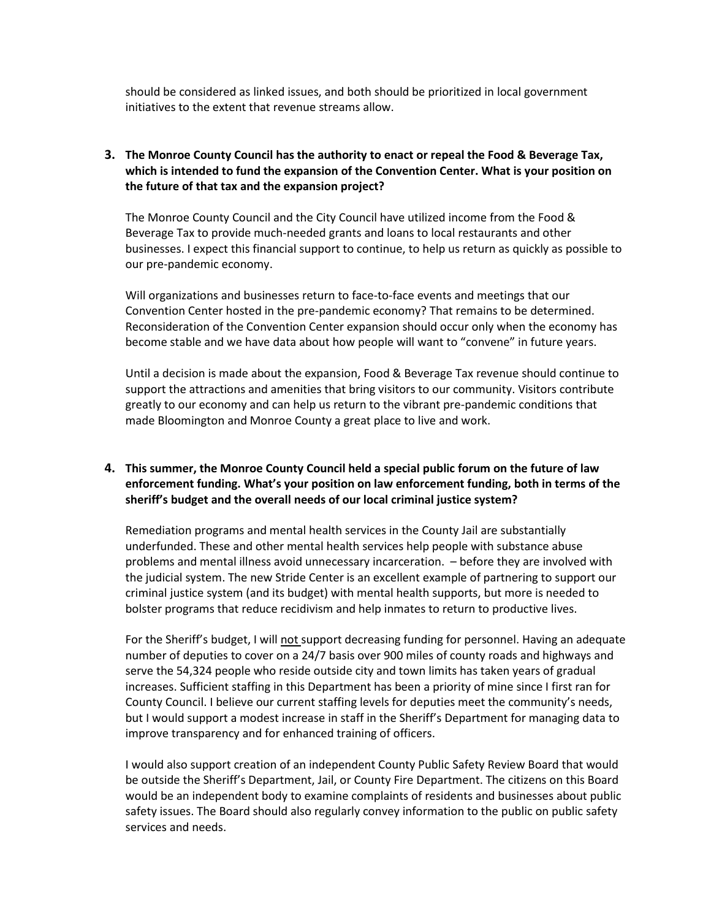should be considered as linked issues, and both should be prioritized in local government initiatives to the extent that revenue streams allow.

3. **The Monroe County Council has the authority to enact or repeal the Food & Beverage Tax, which is intended to fund the expansion of the Convention Center. What is your position on the future of that tax and the expansion project?**

   The Monroe County Council and the City Council have utilized income from the Food & Beverage Tax to provide much-needed grants and loans to local restaurants and other businesses. I expect this financial support to continue, to help us return as quickly as possible to our pre-pandemic economy.

   Will organizations and businesses return to face-to-face events and meetings that our Convention Center hosted in the pre-pandemic economy? That remains to be determined. Reconsideration of the Convention Center expansion should occur only when the economy has become stable and we have data about how people will want to "convene" in future years.

   Until a decision is made about the expansion, Food & Beverage Tax revenue should continue to support the attractions and amenities that bring visitors to our community. Visitors contribute greatly to our economy and can help us return to the vibrant pre-pandemic conditions that made Bloomington and Monroe County a great place to live and work.

4. **This summer, the Monroe County Council held a special public forum on the future of law enforcement funding. What's your position on law enforcement funding, both in terms of the sheriff's budget and the overall needs of our local criminal justice system?**

   Remediation programs and mental health services in the County Jail are substantially underfunded. These and other mental health services help people with substance abuse problems and mental illness avoid unnecessary incarceration. – before they are involved with the judicial system. The new Stride Center is an excellent example of partnering to support our criminal justice system (and its budget) with mental health supports, but more is needed to bolster programs that reduce recidivism and help inmates to return to productive lives.

   For the Sheriff's budget, I will <u>not</u> support decreasing funding for personnel. Having an adequate number of deputies to cover on a 24/7 basis over 900 miles of county roads and highways and serve the 54,324 people who reside outside city and town limits has taken years of gradual increases. Sufficient staffing in this Department has been a priority of mine since I first ran for County Council. I believe our current staffing levels for deputies meet the community's needs, but I would support a modest increase in staff in the Sheriff's Department for managing data to improve transparency and for enhanced training of officers.

   I would also support creation of an independent County Public Safety Review Board that would be outside the Sheriff's Department, Jail, or County Fire Department. The citizens on this Board would be an independent body to examine complaints of residents and businesses about public safety issues. The Board should also regularly convey information to the public on public safety services and needs.